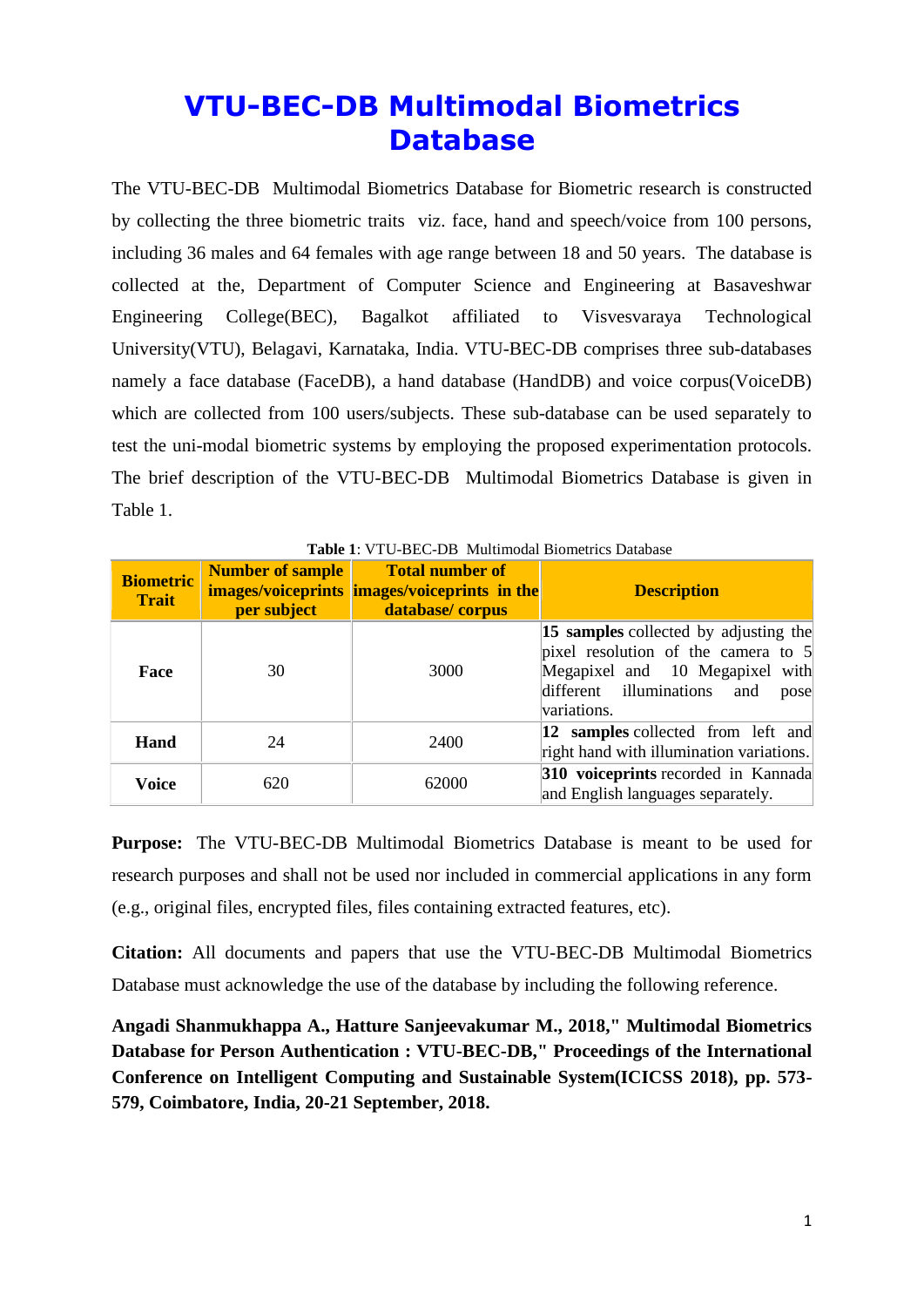# VTU-BEC-DB Multimodal Biometrics Database

The VTU-BEC-DB Multimodal Biometrics Database for Biometric research is constructed by collecting the three biometric traits viz. face, hand and speech/voice from 100 persons, including 36 males and 64 females with age range between 18 and 50 years. The database is collected at the, Department of Computer Science and Engineering at Basaveshwar Engineering College(BEC), Bagalkot affiliated to Visvesvaraya Technological University(VTU), Belagavi, Karnataka, India. VTU-BEC-DB comprises three sub-databases namely a face database (FaceDB), a hand database (HandDB) and voice corpus(VoiceDB) which are collected from 100 users/subjects. These sub-database can be used separately to test the uni-modal biometric systems by employing the proposed experimentation protocols. The brief description of the VTU-BEC-DB Multimodal Biometrics Database is given in Table 1.

**Table 1**: VTU-BEC-DB Multimodal Biometrics Database

| Biometric Trait | Number of sample images/voiceprints per subject | Total number of images/voiceprints in the database/ corpus | Description |
|---|---|---|---|
| **Face** | 30 | 3000 | **15 samples** collected by adjusting the pixel resolution of the camera to 5 Megapixel and 10 Megapixel with different illuminations and pose variations. |
| **Hand** | 24 | 2400 | **12 samples** collected from left and right hand with illumination variations. |
| **Voice** | 620 | 62000 | **310 voiceprints** recorded in Kannada and English languages separately. |

**Purpose:** The VTU-BEC-DB Multimodal Biometrics Database is meant to be used for research purposes and shall not be used nor included in commercial applications in any form (e.g., original files, encrypted files, files containing extracted features, etc).

**Citation:** All documents and papers that use the VTU-BEC-DB Multimodal Biometrics Database must acknowledge the use of the database by including the following reference.

**Angadi Shanmukhappa A., Hatture Sanjeevakumar M., 2018," Multimodal Biometrics Database for Person Authentication : VTU-BEC-DB," Proceedings of the International Conference on Intelligent Computing and Sustainable System(ICICSS 2018), pp. 573-579, Coimbatore, India, 20-21 September, 2018.**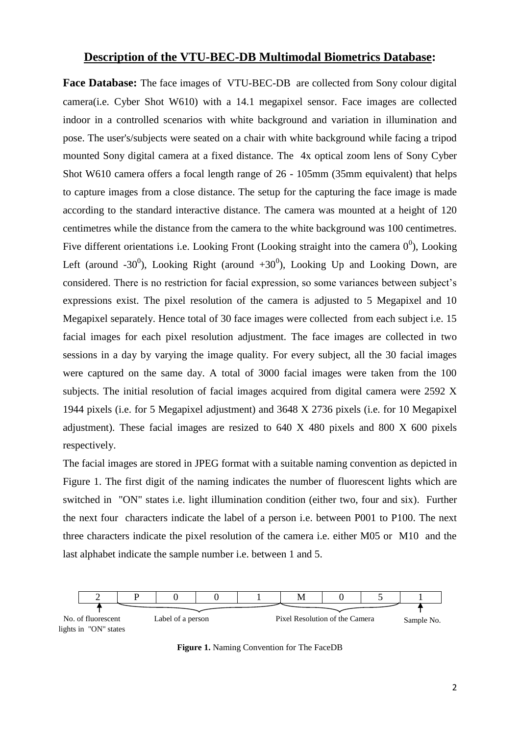## Description of the VTU-BEC-DB Multimodal Biometrics Database:

**Face Database:** The face images of VTU-BEC-DB are collected from Sony colour digital camera(i.e. Cyber Shot W610) with a 14.1 megapixel sensor. Face images are collected indoor in a controlled scenarios with white background and variation in illumination and pose. The user's/subjects were seated on a chair with white background while facing a tripod mounted Sony digital camera at a fixed distance. The 4x optical zoom lens of Sony Cyber Shot W610 camera offers a focal length range of 26 - 105mm (35mm equivalent) that helps to capture images from a close distance. The setup for the capturing the face image is made according to the standard interactive distance. The camera was mounted at a height of 120 centimetres while the distance from the camera to the white background was 100 centimetres. Five different orientations i.e. Looking Front (Looking straight into the camera $0^0$), Looking Left (around $-30^0$), Looking Right (around $+30^0$), Looking Up and Looking Down, are considered. There is no restriction for facial expression, so some variances between subject's expressions exist. The pixel resolution of the camera is adjusted to 5 Megapixel and 10 Megapixel separately. Hence total of 30 face images were collected from each subject i.e. 15 facial images for each pixel resolution adjustment. The face images are collected in two sessions in a day by varying the image quality. For every subject, all the 30 facial images were captured on the same day. A total of 3000 facial images were taken from the 100 subjects. The initial resolution of facial images acquired from digital camera were 2592 X 1944 pixels (i.e. for 5 Megapixel adjustment) and 3648 X 2736 pixels (i.e. for 10 Megapixel adjustment). These facial images are resized to 640 X 480 pixels and 800 X 600 pixels respectively.

The facial images are stored in JPEG format with a suitable naming convention as depicted in Figure 1. The first digit of the naming indicates the number of fluorescent lights which are switched in "ON" states i.e. light illumination condition (either two, four and six). Further the next four characters indicate the label of a person i.e. between P001 to P100. The next three characters indicate the pixel resolution of the camera i.e. either M05 or M10 and the last alphabet indicate the sample number i.e. between 1 and 5.

| 2 | P | 0 | 0 | 1 | M | 0 | 5 | 1 |
|---|---|---|---|---|---|---|---|---|
| No. of fluorescent lights in "ON" states | Label of a person | | | | Pixel Resolution of the Camera | | | Sample No. |

**Figure 1.** Naming Convention for The FaceDB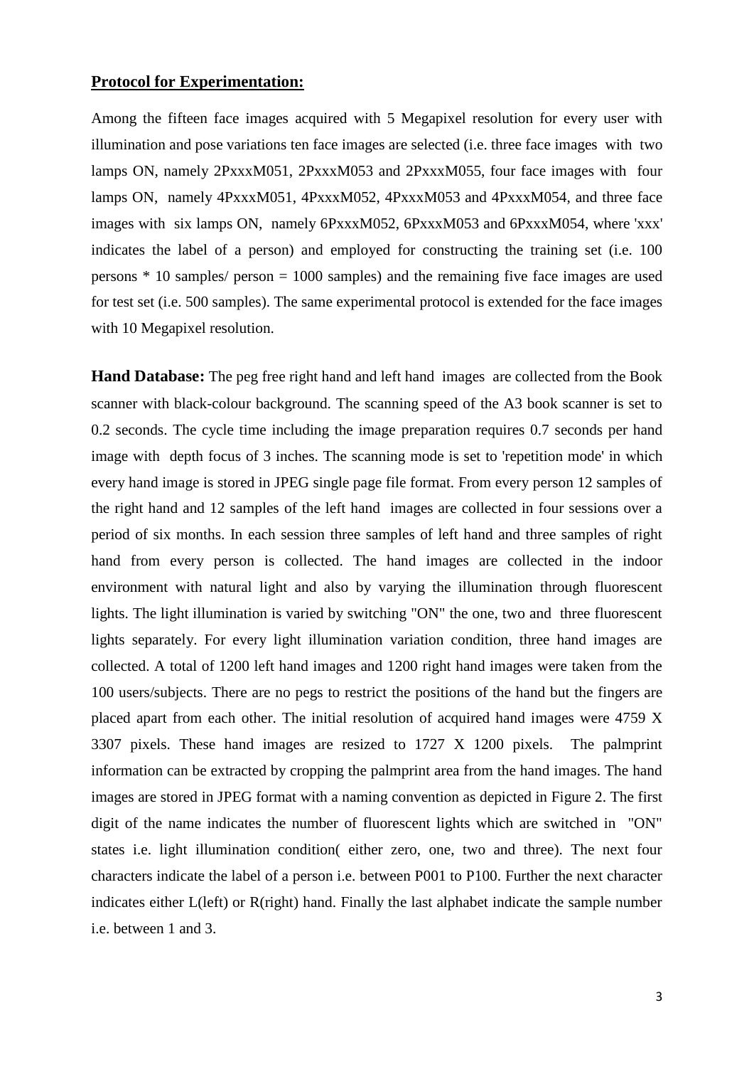**Protocol for Experimentation:**

Among the fifteen face images acquired with 5 Megapixel resolution for every user with illumination and pose variations ten face images are selected (i.e. three face images with two lamps ON, namely 2PxxxM051, 2PxxxM053 and 2PxxxM055, four face images with four lamps ON, namely 4PxxxM051, 4PxxxM052, 4PxxxM053 and 4PxxxM054, and three face images with six lamps ON, namely 6PxxxM052, 6PxxxM053 and 6PxxxM054, where 'xxx' indicates the label of a person) and employed for constructing the training set (i.e. 100 persons * 10 samples/ person = 1000 samples) and the remaining five face images are used for test set (i.e. 500 samples). The same experimental protocol is extended for the face images with 10 Megapixel resolution.

**Hand Database:** The peg free right hand and left hand images are collected from the Book scanner with black-colour background. The scanning speed of the A3 book scanner is set to 0.2 seconds. The cycle time including the image preparation requires 0.7 seconds per hand image with depth focus of 3 inches. The scanning mode is set to 'repetition mode' in which every hand image is stored in JPEG single page file format. From every person 12 samples of the right hand and 12 samples of the left hand images are collected in four sessions over a period of six months. In each session three samples of left hand and three samples of right hand from every person is collected. The hand images are collected in the indoor environment with natural light and also by varying the illumination through fluorescent lights. The light illumination is varied by switching "ON" the one, two and three fluorescent lights separately. For every light illumination variation condition, three hand images are collected. A total of 1200 left hand images and 1200 right hand images were taken from the 100 users/subjects. There are no pegs to restrict the positions of the hand but the fingers are placed apart from each other. The initial resolution of acquired hand images were 4759 X 3307 pixels. These hand images are resized to 1727 X 1200 pixels. The palmprint information can be extracted by cropping the palmprint area from the hand images. The hand images are stored in JPEG format with a naming convention as depicted in Figure 2. The first digit of the name indicates the number of fluorescent lights which are switched in "ON" states i.e. light illumination condition( either zero, one, two and three). The next four characters indicate the label of a person i.e. between P001 to P100. Further the next character indicates either L(left) or R(right) hand. Finally the last alphabet indicate the sample number i.e. between 1 and 3.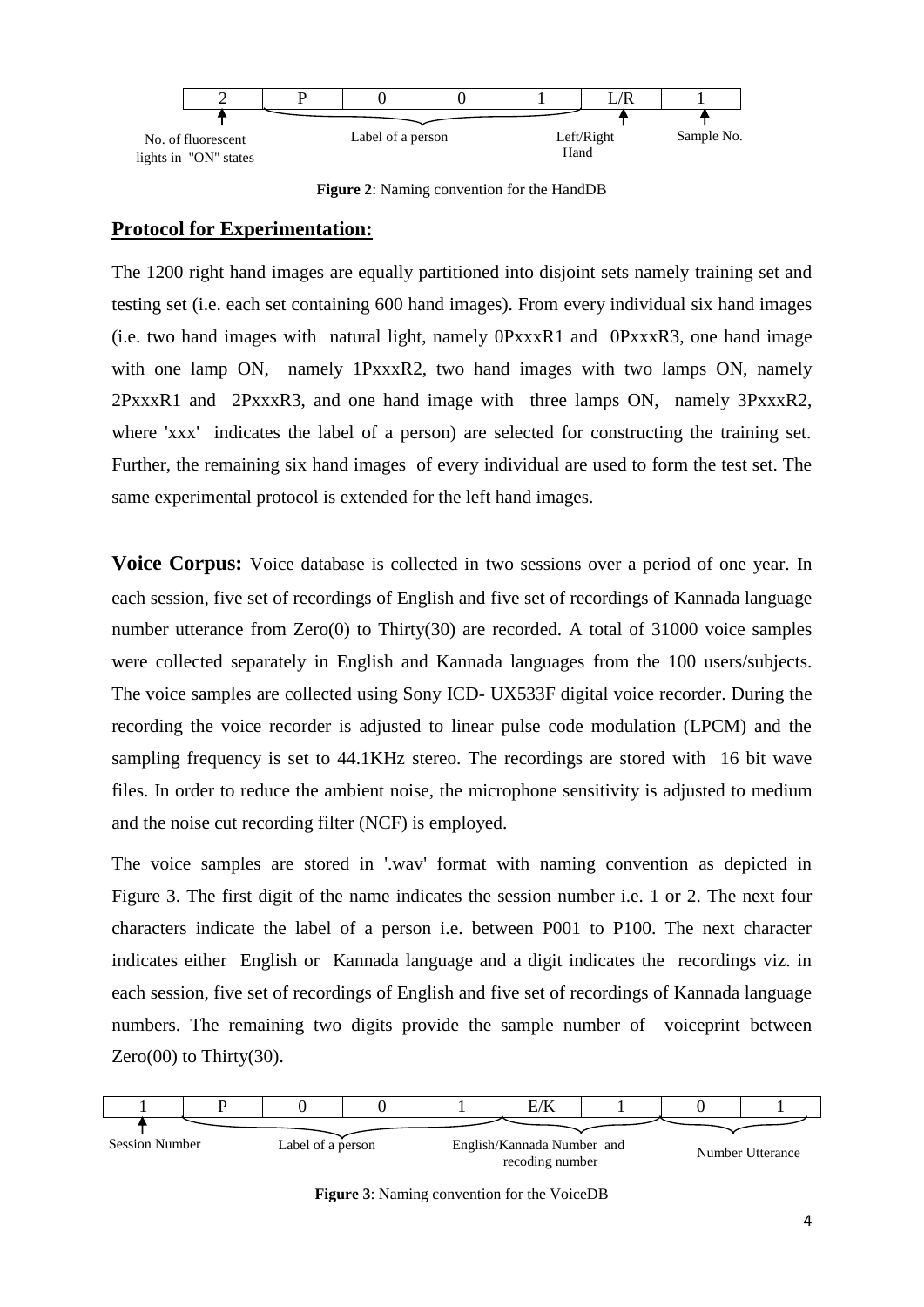| 2 | P | 0 | 0 | 1 | L/R | 1 |
|---|---|---|---|---|---|---|
| No. of fluorescent lights in "ON" states | Label of a person | | | | Left/Right Hand | Sample No. |

**Figure 2**: Naming convention for the HandDB

## Protocol for Experimentation:

The 1200 right hand images are equally partitioned into disjoint sets namely training set and testing set (i.e. each set containing 600 hand images). From every individual six hand images (i.e. two hand images with natural light, namely 0PxxxR1 and 0PxxxR3, one hand image with one lamp ON, namely 1PxxxR2, two hand images with two lamps ON, namely 2PxxxR1 and 2PxxxR3, and one hand image with three lamps ON, namely 3PxxxR2, where 'xxx' indicates the label of a person) are selected for constructing the training set. Further, the remaining six hand images of every individual are used to form the test set. The same experimental protocol is extended for the left hand images.

**Voice Corpus:** Voice database is collected in two sessions over a period of one year. In each session, five set of recordings of English and five set of recordings of Kannada language number utterance from Zero(0) to Thirty(30) are recorded. A total of 31000 voice samples were collected separately in English and Kannada languages from the 100 users/subjects. The voice samples are collected using Sony ICD- UX533F digital voice recorder. During the recording the voice recorder is adjusted to linear pulse code modulation (LPCM) and the sampling frequency is set to 44.1KHz stereo. The recordings are stored with 16 bit wave files. In order to reduce the ambient noise, the microphone sensitivity is adjusted to medium and the noise cut recording filter (NCF) is employed.

The voice samples are stored in '.wav' format with naming convention as depicted in Figure 3. The first digit of the name indicates the session number i.e. 1 or 2. The next four characters indicate the label of a person i.e. between P001 to P100. The next character indicates either English or Kannada language and a digit indicates the recordings viz. in each session, five set of recordings of English and five set of recordings of Kannada language numbers. The remaining two digits provide the sample number of voiceprint between Zero(00) to Thirty(30).

| 1 | P | 0 | 0 | 1 | E/K | 1 | 0 | 1 |
|---|---|---|---|---|---|---|---|---|
| Session Number | Label of a person | | | | English/Kannada Number and recoding number | | Number Utterance | |

**Figure 3**: Naming convention for the VoiceDB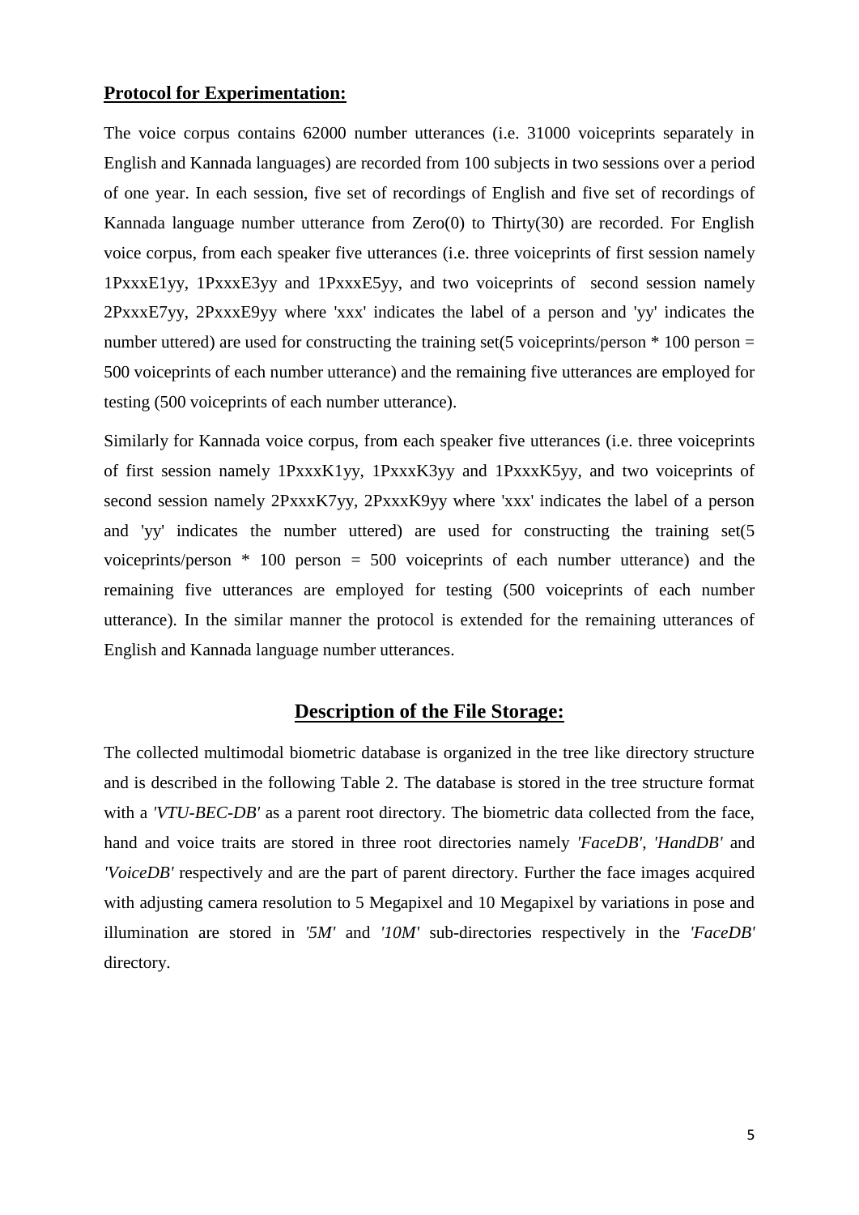## Protocol for Experimentation:

The voice corpus contains 62000 number utterances (i.e. 31000 voiceprints separately in English and Kannada languages) are recorded from 100 subjects in two sessions over a period of one year. In each session, five set of recordings of English and five set of recordings of Kannada language number utterance from Zero(0) to Thirty(30) are recorded. For English voice corpus, from each speaker five utterances (i.e. three voiceprints of first session namely 1PxxxE1yy, 1PxxxE3yy and 1PxxxE5yy, and two voiceprints of second session namely 2PxxxE7yy, 2PxxxE9yy where 'xxx' indicates the label of a person and 'yy' indicates the number uttered) are used for constructing the training set(5 voiceprints/person * 100 person = 500 voiceprints of each number utterance) and the remaining five utterances are employed for testing (500 voiceprints of each number utterance).

Similarly for Kannada voice corpus, from each speaker five utterances (i.e. three voiceprints of first session namely 1PxxxK1yy, 1PxxxK3yy and 1PxxxK5yy, and two voiceprints of second session namely 2PxxxK7yy, 2PxxxK9yy where 'xxx' indicates the label of a person and 'yy' indicates the number uttered) are used for constructing the training set(5 voiceprints/person * 100 person = 500 voiceprints of each number utterance) and the remaining five utterances are employed for testing (500 voiceprints of each number utterance). In the similar manner the protocol is extended for the remaining utterances of English and Kannada language number utterances.

## Description of the File Storage:

The collected multimodal biometric database is organized in the tree like directory structure and is described in the following Table 2. The database is stored in the tree structure format with a *'VTU-BEC-DB'* as a parent root directory. The biometric data collected from the face, hand and voice traits are stored in three root directories namely *'FaceDB'*, *'HandDB'* and *'VoiceDB'* respectively and are the part of parent directory. Further the face images acquired with adjusting camera resolution to 5 Megapixel and 10 Megapixel by variations in pose and illumination are stored in *'5M'* and *'10M'* sub-directories respectively in the *'FaceDB'* directory.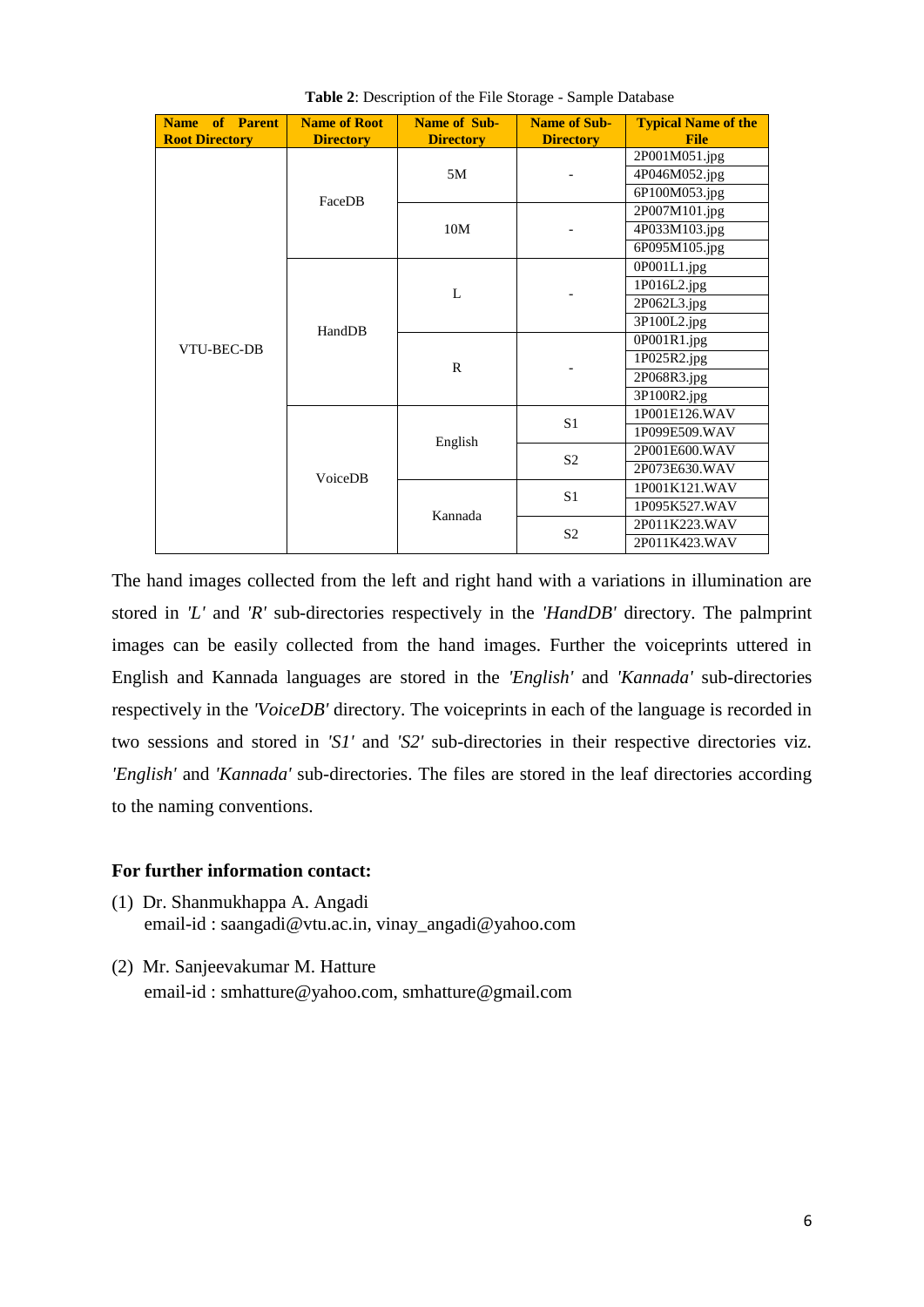**Table 2**: Description of the File Storage - Sample Database

| Name of Parent Root Directory | Name of Root Directory | Name of Sub-Directory | Name of Sub-Directory | Typical Name of the File |
|---|---|---|---|---|
| VTU-BEC-DB | FaceDB | 5M | - | 2P001M051.jpg |
| | | | | 4P046M052.jpg |
| | | | | 6P100M053.jpg |
| | | 10M | - | 2P007M101.jpg |
| | | | | 4P033M103.jpg |
| | | | | 6P095M105.jpg |
| | HandDB | L | - | 0P001L1.jpg |
| | | | | 1P016L2.jpg |
| | | | | 2P062L3.jpg |
| | | | | 3P100L2.jpg |
| | | R | - | 0P001R1.jpg |
| | | | | 1P025R2.jpg |
| | | | | 2P068R3.jpg |
| | | | | 3P100R2.jpg |
| | VoiceDB | English | S1 | 1P001E126.WAV |
| | | | | 1P099E509.WAV |
| | | | S2 | 2P001E600.WAV |
| | | | | 2P073E630.WAV |
| | | Kannada | S1 | 1P001K121.WAV |
| | | | | 1P095K527.WAV |
| | | | S2 | 2P011K223.WAV |
| | | | | 2P011K423.WAV |

The hand images collected from the left and right hand with a variations in illumination are stored in *'L'* and *'R'* sub-directories respectively in the *'HandDB'* directory. The palmprint images can be easily collected from the hand images. Further the voiceprints uttered in English and Kannada languages are stored in the *'English'* and *'Kannada'* sub-directories respectively in the *'VoiceDB'* directory. The voiceprints in each of the language is recorded in two sessions and stored in *'S1'* and *'S2'* sub-directories in their respective directories viz. *'English'* and *'Kannada'* sub-directories. The files are stored in the leaf directories according to the naming conventions.

**For further information contact:**

(1) Dr. Shanmukhappa A. Angadi
 email-id : saangadi@vtu.ac.in, vinay_angadi@yahoo.com

(2) Mr. Sanjeevakumar M. Hatture
 email-id : smhatture@yahoo.com, smhatture@gmail.com